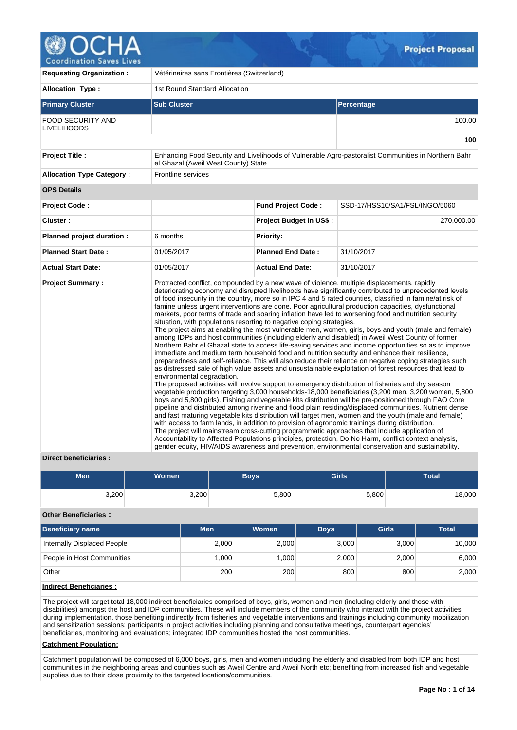# Project Proposal

| | | | |
|---|---|---|---|
| **Requesting Organization :** | Vétérinaires sans Frontières (Switzerland) | | |
| **Allocation Type :** | 1st Round Standard Allocation | | |

| **Primary Cluster** | **Sub Cluster** | **Percentage** |
|---|---|---|
| FOOD SECURITY AND LIVELIHOODS | | 100.00 |
| | | **100** |

| | | | |
|---|---|---|---|
| **Project Title :** | Enhancing Food Security and Livelihoods of Vulnerable Agro-pastoralist Communities in Northern Bahr el Ghazal (Aweil West County) State | | |
| **Allocation Type Category :** | Frontline services | | |
| **OPS Details** | | | |
| **Project Code :** | | **Fund Project Code :** | SSD-17/HSS10/SA1/FSL/INGO/5060 |
| **Cluster :** | | **Project Budget in US$ :** | 270,000.00 |
| **Planned project duration :** | 6 months | **Priority:** | |
| **Planned Start Date :** | 01/05/2017 | **Planned End Date :** | 31/10/2017 |
| **Actual Start Date:** | 01/05/2017 | **Actual End Date:** | 31/10/2017 |

**Project Summary :**

Protracted conflict, compounded by a new wave of violence, multiple displacements, rapidly deteriorating economy and disrupted livelihoods have significantly contributed to unprecedented levels of food insecurity in the country, more so in IPC 4 and 5 rated counties, classified in famine/at risk of famine unless urgent interventions are done. Poor agricultural production capacities, dysfunctional markets, poor terms of trade and soaring inflation have led to worsening food and nutrition security situation, with populations resorting to negative coping strategies.
The project aims at enabling the most vulnerable men, women, girls, boys and youth (male and female) among IDPs and host communities (including elderly and disabled) in Aweil West County of former Northern Bahr el Ghazal state to access life-saving services and income opportunities so as to improve immediate and medium term household food and nutrition security and enhance their resilience, preparedness and self-reliance. This will also reduce their reliance on negative coping strategies such as distressed sale of high value assets and unsustainable exploitation of forest resources that lead to environmental degradation.
The proposed activities will involve support to emergency distribution of fisheries and dry season vegetable production targeting 3,000 households-18,000 beneficiaries (3,200 men, 3,200 women, 5,800 boys and 5,800 girls). Fishing and vegetable kits distribution will be pre-positioned through FAO Core pipeline and distributed among riverine and flood plain residing/displaced communities. Nutrient dense and fast maturing vegetable kits distribution will target men, women and the youth (male and female) with access to farm lands, in addition to provision of agronomic trainings during distribution.
The project will mainstream cross-cutting programmatic approaches that include application of Accountability to Affected Populations principles, protection, Do No Harm, conflict context analysis, gender equity, HIV/AIDS awareness and prevention, environmental conservation and sustainability.

**Direct beneficiaries :**

| Men | Women | Boys | Girls | Total |
|---|---|---|---|---|
| 3,200 | 3,200 | 5,800 | 5,800 | 18,000 |

**Other Beneficiaries :**

| Beneficiary name | Men | Women | Boys | Girls | Total |
|---|---|---|---|---|---|
| Internally Displaced People | 2,000 | 2,000 | 3,000 | 3,000 | 10,000 |
| People in Host Communities | 1,000 | 1,000 | 2,000 | 2,000 | 6,000 |
| Other | 200 | 200 | 800 | 800 | 2,000 |

**Indirect Beneficiaries :**

The project will target total 18,000 indirect beneficiaries comprised of boys, girls, women and men (including elderly and those with disabilities) amongst the host and IDP communities. These will include members of the community who interact with the project activities during implementation, those benefiting indirectly from fisheries and vegetable interventions and trainings including community mobilization and sensitization sessions; participants in project activities including planning and consultative meetings, counterpart agencies' beneficiaries, monitoring and evaluations; integrated IDP communities hosted the host communities.

**Catchment Population:**

Catchment population will be composed of 6,000 boys, girls, men and women including the elderly and disabled from both IDP and host communities in the neighboring areas and counties such as Aweil Centre and Aweil North etc; benefiting from increased fish and vegetable supplies due to their close proximity to the targeted locations/communities.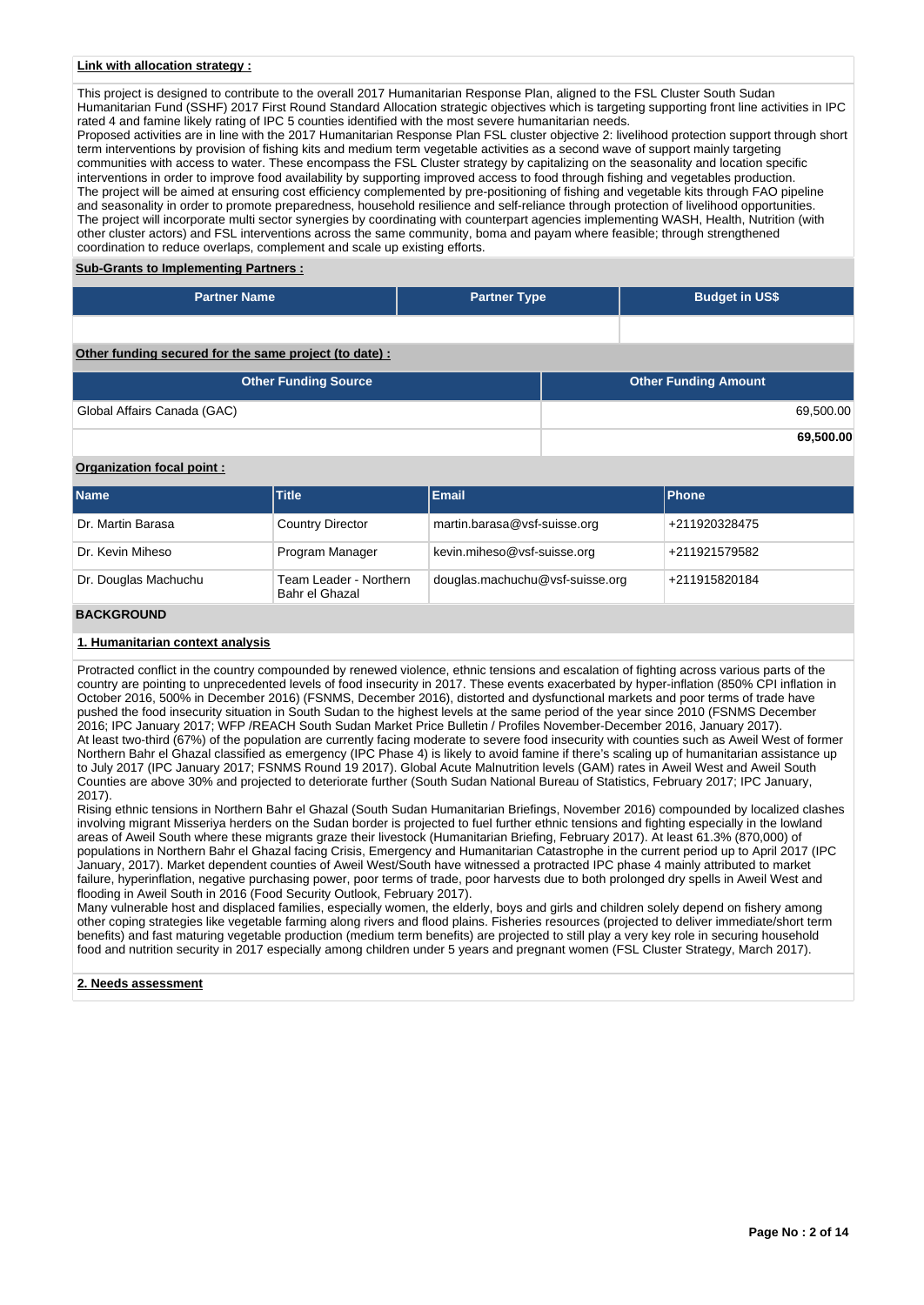**Link with allocation strategy :**

This project is designed to contribute to the overall 2017 Humanitarian Response Plan, aligned to the FSL Cluster South Sudan Humanitarian Fund (SSHF) 2017 First Round Standard Allocation strategic objectives which is targeting supporting front line activities in IPC rated 4 and famine likely rating of IPC 5 counties identified with the most severe humanitarian needs.
Proposed activities are in line with the 2017 Humanitarian Response Plan FSL cluster objective 2: livelihood protection support through short term interventions by provision of fishing kits and medium term vegetable activities as a second wave of support mainly targeting communities with access to water. These encompass the FSL Cluster strategy by capitalizing on the seasonality and location specific interventions in order to improve food availability by supporting improved access to food through fishing and vegetables production.
The project will be aimed at ensuring cost efficiency complemented by pre-positioning of fishing and vegetable kits through FAO pipeline and seasonality in order to promote preparedness, household resilience and self-reliance through protection of livelihood opportunities.
The project will incorporate multi sector synergies by coordinating with counterpart agencies implementing WASH, Health, Nutrition (with other cluster actors) and FSL interventions across the same community, boma and payam where feasible; through strengthened coordination to reduce overlaps, complement and scale up existing efforts.

**Sub-Grants to Implementing Partners :**

| Partner Name | Partner Type | Budget in US$ |
|---|---|---|
| | | |

**Other funding secured for the same project (to date) :**

| Other Funding Source | Other Funding Amount |
|---|---|
| Global Affairs Canada (GAC) | 69,500.00 |
| | **69,500.00** |

**Organization focal point :**

| Name | Title | Email | Phone |
|---|---|---|---|
| Dr. Martin Barasa | Country Director | martin.barasa@vsf-suisse.org | +211920328475 |
| Dr. Kevin Miheso | Program Manager | kevin.miheso@vsf-suisse.org | +211921579582 |
| Dr. Douglas Machuchu | Team Leader - Northern Bahr el Ghazal | douglas.machuchu@vsf-suisse.org | +211915820184 |

## BACKGROUND

**1. Humanitarian context analysis**

Protracted conflict in the country compounded by renewed violence, ethnic tensions and escalation of fighting across various parts of the country are pointing to unprecedented levels of food insecurity in 2017. These events exacerbated by hyper-inflation (850% CPI inflation in October 2016, 500% in December 2016) (FSNMS, December 2016), distorted and dysfunctional markets and poor terms of trade have pushed the food insecurity situation in South Sudan to the highest levels at the same period of the year since 2010 (FSNMS December 2016; IPC January 2017; WFP /REACH South Sudan Market Price Bulletin / Profiles November-December 2016, January 2017).
At least two-third (67%) of the population are currently facing moderate to severe food insecurity with counties such as Aweil West of former Northern Bahr el Ghazal classified as emergency (IPC Phase 4) is likely to avoid famine if there's scaling up of humanitarian assistance up to July 2017 (IPC January 2017; FSNMS Round 19 2017). Global Acute Malnutrition levels (GAM) rates in Aweil West and Aweil South Counties are above 30% and projected to deteriorate further (South Sudan National Bureau of Statistics, February 2017; IPC January, 2017).
Rising ethnic tensions in Northern Bahr el Ghazal (South Sudan Humanitarian Briefings, November 2016) compounded by localized clashes involving migrant Misseriya herders on the Sudan border is projected to fuel further ethnic tensions and fighting especially in the lowland areas of Aweil South where these migrants graze their livestock (Humanitarian Briefing, February 2017). At least 61.3% (870,000) of populations in Northern Bahr el Ghazal facing Crisis, Emergency and Humanitarian Catastrophe in the current period up to April 2017 (IPC January, 2017). Market dependent counties of Aweil West/South have witnessed a protracted IPC phase 4 mainly attributed to market failure, hyperinflation, negative purchasing power, poor terms of trade, poor harvests due to both prolonged dry spells in Aweil West and flooding in Aweil South in 2016 (Food Security Outlook, February 2017).
Many vulnerable host and displaced families, especially women, the elderly, boys and girls and children solely depend on fishery among other coping strategies like vegetable farming along rivers and flood plains. Fisheries resources (projected to deliver immediate/short term benefits) and fast maturing vegetable production (medium term benefits) are projected to still play a very key role in securing household food and nutrition security in 2017 especially among children under 5 years and pregnant women (FSL Cluster Strategy, March 2017).

**2. Needs assessment**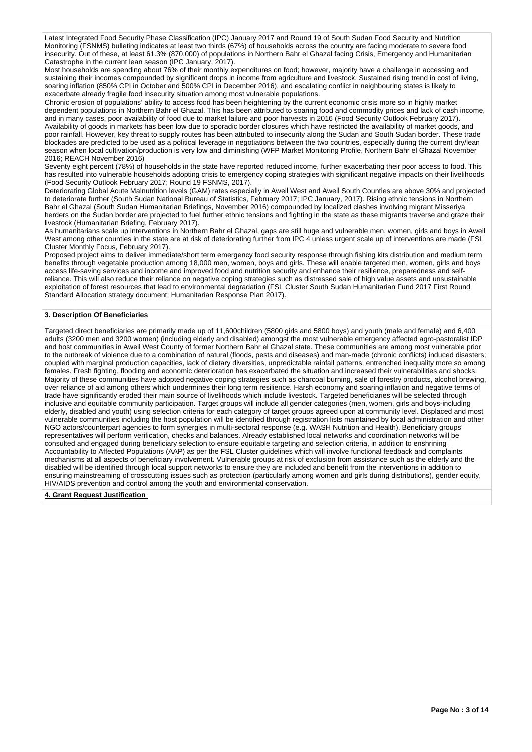Latest Integrated Food Security Phase Classification (IPC) January 2017 and Round 19 of South Sudan Food Security and Nutrition Monitoring (FSNMS) bulleting indicates at least two thirds (67%) of households across the country are facing moderate to severe food insecurity. Out of these, at least 61.3% (870,000) of populations in Northern Bahr el Ghazal facing Crisis, Emergency and Humanitarian Catastrophe in the current lean season (IPC January, 2017).

Most households are spending about 76% of their monthly expenditures on food; however, majority have a challenge in accessing and sustaining their incomes compounded by significant drops in income from agriculture and livestock. Sustained rising trend in cost of living, soaring inflation (850% CPI in October and 500% CPI in December 2016), and escalating conflict in neighbouring states is likely to exacerbate already fragile food insecurity situation among most vulnerable populations.

Chronic erosion of populations' ability to access food has been heightening by the current economic crisis more so in highly market dependent populations in Northern Bahr el Ghazal. This has been attributed to soaring food and commodity prices and lack of cash income, and in many cases, poor availability of food due to market failure and poor harvests in 2016 (Food Security Outlook February 2017).

Availability of goods in markets has been low due to sporadic border closures which have restricted the availability of market goods, and poor rainfall. However, key threat to supply routes has been attributed to insecurity along the Sudan and South Sudan border. These trade blockades are predicted to be used as a political leverage in negotiations between the two countries, especially during the current dry/lean season when local cultivation/production is very low and diminishing (WFP Market Monitoring Profile, Northern Bahr el Ghazal November 2016; REACH November 2016)

Seventy eight percent (78%) of households in the state have reported reduced income, further exacerbating their poor access to food. This has resulted into vulnerable households adopting crisis to emergency coping strategies with significant negative impacts on their livelihoods (Food Security Outlook February 2017; Round 19 FSNMS, 2017).

Deteriorating Global Acute Malnutrition levels (GAM) rates especially in Aweil West and Aweil South Counties are above 30% and projected to deteriorate further (South Sudan National Bureau of Statistics, February 2017; IPC January, 2017). Rising ethnic tensions in Northern Bahr el Ghazal (South Sudan Humanitarian Briefings, November 2016) compounded by localized clashes involving migrant Misseriya herders on the Sudan border are projected to fuel further ethnic tensions and fighting in the state as these migrants traverse and graze their livestock (Humanitarian Briefing, February 2017).

As humanitarians scale up interventions in Northern Bahr el Ghazal, gaps are still huge and vulnerable men, women, girls and boys in Aweil West among other counties in the state are at risk of deteriorating further from IPC 4 unless urgent scale up of interventions are made (FSL Cluster Monthly Focus, February 2017).

Proposed project aims to deliver immediate/short term emergency food security response through fishing kits distribution and medium term benefits through vegetable production among 18,000 men, women, boys and girls. These will enable targeted men, women, girls and boys access life-saving services and income and improved food and nutrition security and enhance their resilience, preparedness and self-reliance. This will also reduce their reliance on negative coping strategies such as distressed sale of high value assets and unsustainable exploitation of forest resources that lead to environmental degradation (FSL Cluster South Sudan Humanitarian Fund 2017 First Round Standard Allocation strategy document; Humanitarian Response Plan 2017).

**3. Description Of Beneficiaries**

Targeted direct beneficiaries are primarily made up of 11,600children (5800 girls and 5800 boys) and youth (male and female) and 6,400 adults (3200 men and 3200 women) (including elderly and disabled) amongst the most vulnerable emergency affected agro-pastoralist IDP and host communities in Aweil West County of former Northern Bahr el Ghazal state. These communities are among most vulnerable prior to the outbreak of violence due to a combination of natural (floods, pests and diseases) and man-made (chronic conflicts) induced disasters; coupled with marginal production capacities, lack of dietary diversities, unpredictable rainfall patterns, entrenched inequality more so among females. Fresh fighting, flooding and economic deterioration has exacerbated the situation and increased their vulnerabilities and shocks. Majority of these communities have adopted negative coping strategies such as charcoal burning, sale of forestry products, alcohol brewing, over reliance of aid among others which undermines their long term resilience. Harsh economy and soaring inflation and negative terms of trade have significantly eroded their main source of livelihoods which include livestock. Targeted beneficiaries will be selected through inclusive and equitable community participation. Target groups will include all gender categories (men, women, girls and boys-including elderly, disabled and youth) using selection criteria for each category of target groups agreed upon at community level. Displaced and most vulnerable communities including the host population will be identified through registration lists maintained by local administration and other NGO actors/counterpart agencies to form synergies in multi-sectoral response (e.g. WASH Nutrition and Health). Beneficiary groups' representatives will perform verification, checks and balances. Already established local networks and coordination networks will be consulted and engaged during beneficiary selection to ensure equitable targeting and selection criteria, in addition to enshrining Accountability to Affected Populations (AAP) as per the FSL Cluster guidelines which will involve functional feedback and complaints mechanisms at all aspects of beneficiary involvement. Vulnerable groups at risk of exclusion from assistance such as the elderly and the disabled will be identified through local support networks to ensure they are included and benefit from the interventions in addition to ensuring mainstreaming of crosscutting issues such as protection (particularly among women and girls during distributions), gender equity, HIV/AIDS prevention and control among the youth and environmental conservation.

**4. Grant Request Justification**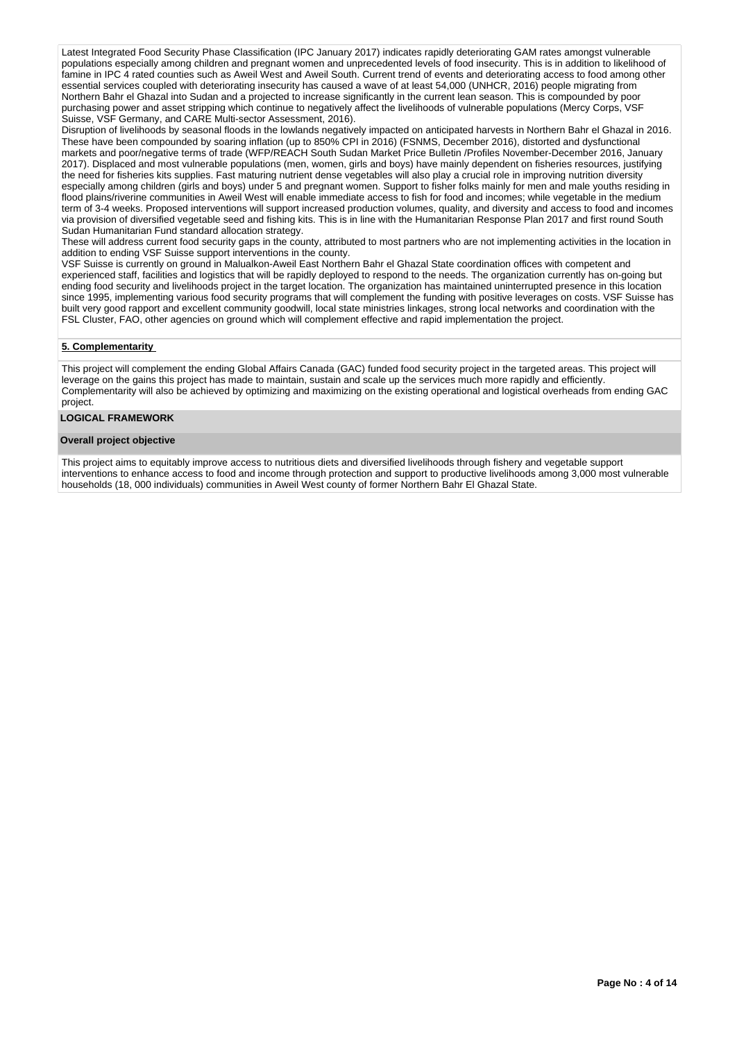Latest Integrated Food Security Phase Classification (IPC January 2017) indicates rapidly deteriorating GAM rates amongst vulnerable populations especially among children and pregnant women and unprecedented levels of food insecurity. This is in addition to likelihood of famine in IPC 4 rated counties such as Aweil West and Aweil South. Current trend of events and deteriorating access to food among other essential services coupled with deteriorating insecurity has caused a wave of at least 54,000 (UNHCR, 2016) people migrating from Northern Bahr el Ghazal into Sudan and a projected to increase significantly in the current lean season. This is compounded by poor purchasing power and asset stripping which continue to negatively affect the livelihoods of vulnerable populations (Mercy Corps, VSF Suisse, VSF Germany, and CARE Multi-sector Assessment, 2016).
Disruption of livelihoods by seasonal floods in the lowlands negatively impacted on anticipated harvests in Northern Bahr el Ghazal in 2016. These have been compounded by soaring inflation (up to 850% CPI in 2016) (FSNMS, December 2016), distorted and dysfunctional markets and poor/negative terms of trade (WFP/REACH South Sudan Market Price Bulletin /Profiles November-December 2016, January 2017). Displaced and most vulnerable populations (men, women, girls and boys) have mainly dependent on fisheries resources, justifying the need for fisheries kits supplies. Fast maturing nutrient dense vegetables will also play a crucial role in improving nutrition diversity especially among children (girls and boys) under 5 and pregnant women. Support to fisher folks mainly for men and male youths residing in flood plains/riverine communities in Aweil West will enable immediate access to fish for food and incomes; while vegetable in the medium term of 3-4 weeks. Proposed interventions will support increased production volumes, quality, and diversity and access to food and incomes via provision of diversified vegetable seed and fishing kits. This is in line with the Humanitarian Response Plan 2017 and first round South Sudan Humanitarian Fund standard allocation strategy.
These will address current food security gaps in the county, attributed to most partners who are not implementing activities in the location in addition to ending VSF Suisse support interventions in the county.
VSF Suisse is currently on ground in Malualkon-Aweil East Northern Bahr el Ghazal State coordination offices with competent and experienced staff, facilities and logistics that will be rapidly deployed to respond to the needs. The organization currently has on-going but ending food security and livelihoods project in the target location. The organization has maintained uninterrupted presence in this location since 1995, implementing various food security programs that will complement the funding with positive leverages on costs. VSF Suisse has built very good rapport and excellent community goodwill, local state ministries linkages, strong local networks and coordination with the FSL Cluster, FAO, other agencies on ground which will complement effective and rapid implementation the project.

**5. Complementarity**

This project will complement the ending Global Affairs Canada (GAC) funded food security project in the targeted areas. This project will leverage on the gains this project has made to maintain, sustain and scale up the services much more rapidly and efficiently. Complementarity will also be achieved by optimizing and maximizing on the existing operational and logistical overheads from ending GAC project.

**LOGICAL FRAMEWORK**

**Overall project objective**

This project aims to equitably improve access to nutritious diets and diversified livelihoods through fishery and vegetable support interventions to enhance access to food and income through protection and support to productive livelihoods among 3,000 most vulnerable households (18, 000 individuals) communities in Aweil West county of former Northern Bahr El Ghazal State.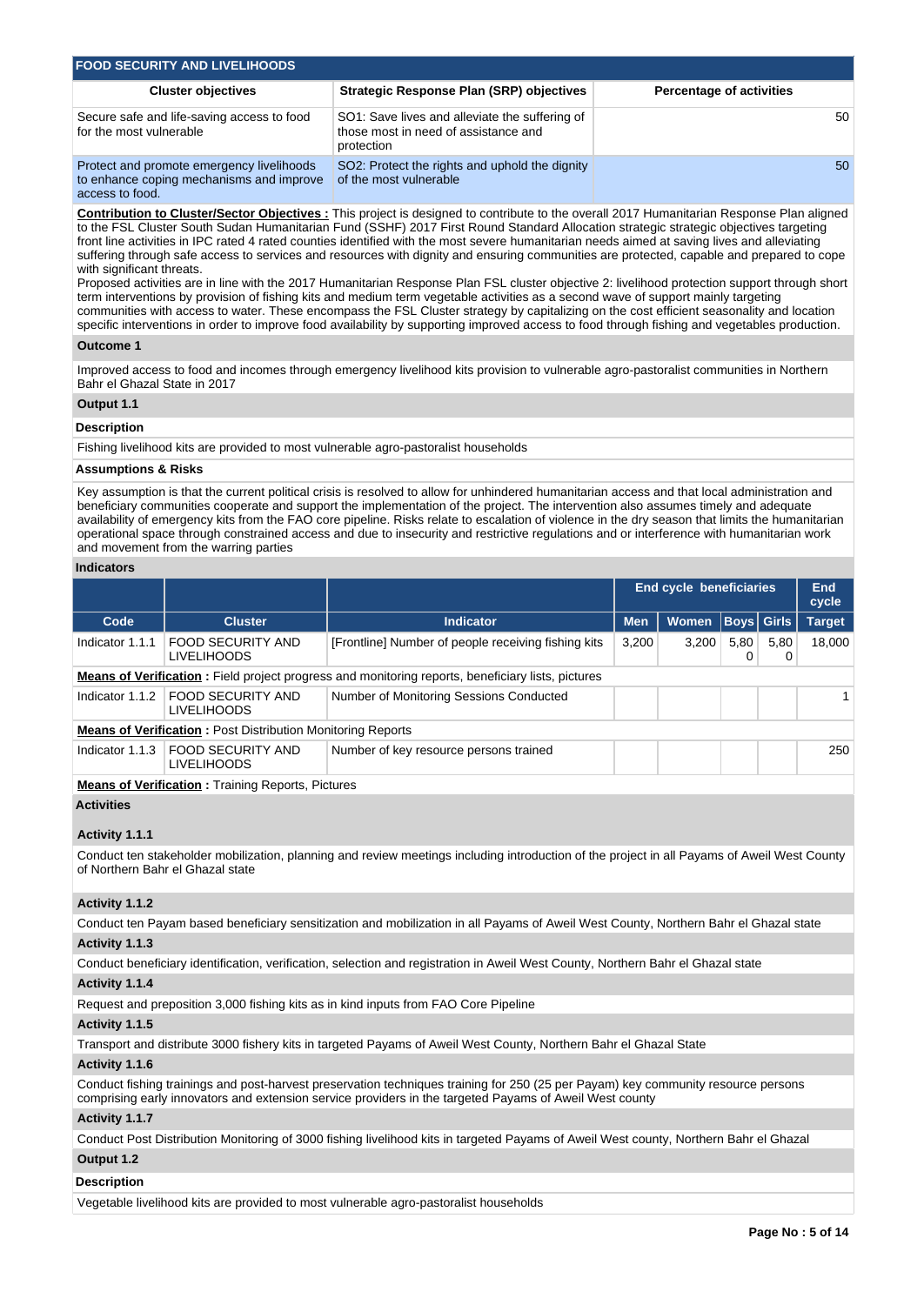## FOOD SECURITY AND LIVELIHOODS

| Cluster objectives | Strategic Response Plan (SRP) objectives | Percentage of activities |
|---|---|---|
| Secure safe and life-saving access to food for the most vulnerable | SO1: Save lives and alleviate the suffering of those most in need of assistance and protection | 50 |
| Protect and promote emergency livelihoods to enhance coping mechanisms and improve access to food. | SO2: Protect the rights and uphold the dignity of the most vulnerable | 50 |

**Contribution to Cluster/Sector Objectives :** This project is designed to contribute to the overall 2017 Humanitarian Response Plan aligned to the FSL Cluster South Sudan Humanitarian Fund (SSHF) 2017 First Round Standard Allocation strategic strategic objectives targeting front line activities in IPC rated 4 rated counties identified with the most severe humanitarian needs aimed at saving lives and alleviating suffering through safe access to services and resources with dignity and ensuring communities are protected, capable and prepared to cope with significant threats.
Proposed activities are in line with the 2017 Humanitarian Response Plan FSL cluster objective 2: livelihood protection support through short term interventions by provision of fishing kits and medium term vegetable activities as a second wave of support mainly targeting communities with access to water. These encompass the FSL Cluster strategy by capitalizing on the cost efficient seasonality and location specific interventions in order to improve food availability by supporting improved access to food through fishing and vegetables production.

### Outcome 1

Improved access to food and incomes through emergency livelihood kits provision to vulnerable agro-pastoralist communities in Northern Bahr el Ghazal State in 2017

### Output 1.1

**Description**

Fishing livelihood kits are provided to most vulnerable agro-pastoralist households

**Assumptions & Risks**

Key assumption is that the current political crisis is resolved to allow for unhindered humanitarian access and that local administration and beneficiary communities cooperate and support the implementation of the project. The intervention also assumes timely and adequate availability of emergency kits from the FAO core pipeline. Risks relate to escalation of violence in the dry season that limits the humanitarian operational space through constrained access and due to insecurity and restrictive regulations and or interference with humanitarian work and movement from the warring parties

**Indicators**

| | | | End cycle beneficiaries | | | | End cycle |
|---|---|---|---|---|---|---|---|
| Code | Cluster | Indicator | Men | Women | Boys | Girls | Target |
| Indicator 1.1.1 | FOOD SECURITY AND LIVELIHOODS | [Frontline] Number of people receiving fishing kits | 3,200 | 3,200 | 5,800 | 5,800 | 18,000 |
| **Means of Verification :** Field project progress and monitoring reports, beneficiary lists, pictures | | | | | | | |
| Indicator 1.1.2 | FOOD SECURITY AND LIVELIHOODS | Number of Monitoring Sessions Conducted | | | | | 1 |
| **Means of Verification :** Post Distribution Monitoring Reports | | | | | | | |
| Indicator 1.1.3 | FOOD SECURITY AND LIVELIHOODS | Number of key resource persons trained | | | | | 250 |
| **Means of Verification :** Training Reports, Pictures | | | | | | | |

**Activities**

**Activity 1.1.1**

Conduct ten stakeholder mobilization, planning and review meetings including introduction of the project in all Payams of Aweil West County of Northern Bahr el Ghazal state

**Activity 1.1.2**

Conduct ten Payam based beneficiary sensitization and mobilization in all Payams of Aweil West County, Northern Bahr el Ghazal state

**Activity 1.1.3**

Conduct beneficiary identification, verification, selection and registration in Aweil West County, Northern Bahr el Ghazal state

**Activity 1.1.4**

Request and preposition 3,000 fishing kits as in kind inputs from FAO Core Pipeline

**Activity 1.1.5**

Transport and distribute 3000 fishery kits in targeted Payams of Aweil West County, Northern Bahr el Ghazal State

**Activity 1.1.6**

Conduct fishing trainings and post-harvest preservation techniques training for 250 (25 per Payam) key community resource persons comprising early innovators and extension service providers in the targeted Payams of Aweil West county

**Activity 1.1.7**

Conduct Post Distribution Monitoring of 3000 fishing livelihood kits in targeted Payams of Aweil West county, Northern Bahr el Ghazal

### Output 1.2

**Description**

Vegetable livelihood kits are provided to most vulnerable agro-pastoralist households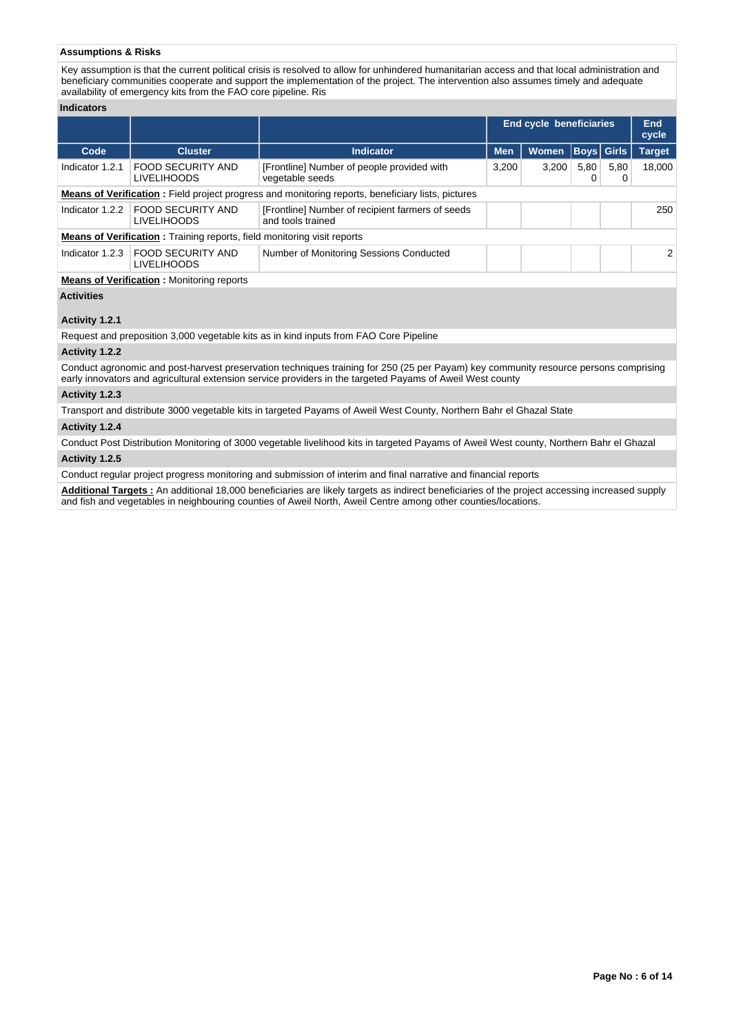**Assumptions & Risks**

Key assumption is that the current political crisis is resolved to allow for unhindered humanitarian access and that local administration and beneficiary communities cooperate and support the implementation of the project. The intervention also assumes timely and adequate availability of emergency kits from the FAO core pipeline. Ris

**Indicators**

| | | | End cycle beneficiaries | | | | End cycle |
|---|---|---|---|---|---|---|---|
| Code | Cluster | Indicator | Men | Women | Boys | Girls | Target |
| Indicator 1.2.1 | FOOD SECURITY AND LIVELIHOODS | [Frontline] Number of people provided with vegetable seeds | 3,200 | 3,200 | 5,800 | 5,800 | 18,000 |

**Means of Verification :** Field project progress and monitoring reports, beneficiary lists, pictures

| Code | Cluster | Indicator | Men | Women | Boys | Girls | Target |
|---|---|---|---|---|---|---|---|
| Indicator 1.2.2 | FOOD SECURITY AND LIVELIHOODS | [Frontline] Number of recipient farmers of seeds and tools trained | | | | | 250 |

**Means of Verification :** Training reports, field monitoring visit reports

| Code | Cluster | Indicator | Men | Women | Boys | Girls | Target |
|---|---|---|---|---|---|---|---|
| Indicator 1.2.3 | FOOD SECURITY AND LIVELIHOODS | Number of Monitoring Sessions Conducted | | | | | 2 |

**Means of Verification :** Monitoring reports

**Activities**

**Activity 1.2.1**

Request and preposition 3,000 vegetable kits as in kind inputs from FAO Core Pipeline

**Activity 1.2.2**

Conduct agronomic and post-harvest preservation techniques training for 250 (25 per Payam) key community resource persons comprising early innovators and agricultural extension service providers in the targeted Payams of Aweil West county

**Activity 1.2.3**

Transport and distribute 3000 vegetable kits in targeted Payams of Aweil West County, Northern Bahr el Ghazal State

**Activity 1.2.4**

Conduct Post Distribution Monitoring of 3000 vegetable livelihood kits in targeted Payams of Aweil West county, Northern Bahr el Ghazal

**Activity 1.2.5**

Conduct regular project progress monitoring and submission of interim and final narrative and financial reports

**Additional Targets :** An additional 18,000 beneficiaries are likely targets as indirect beneficiaries of the project accessing increased supply and fish and vegetables in neighbouring counties of Aweil North, Aweil Centre among other counties/locations.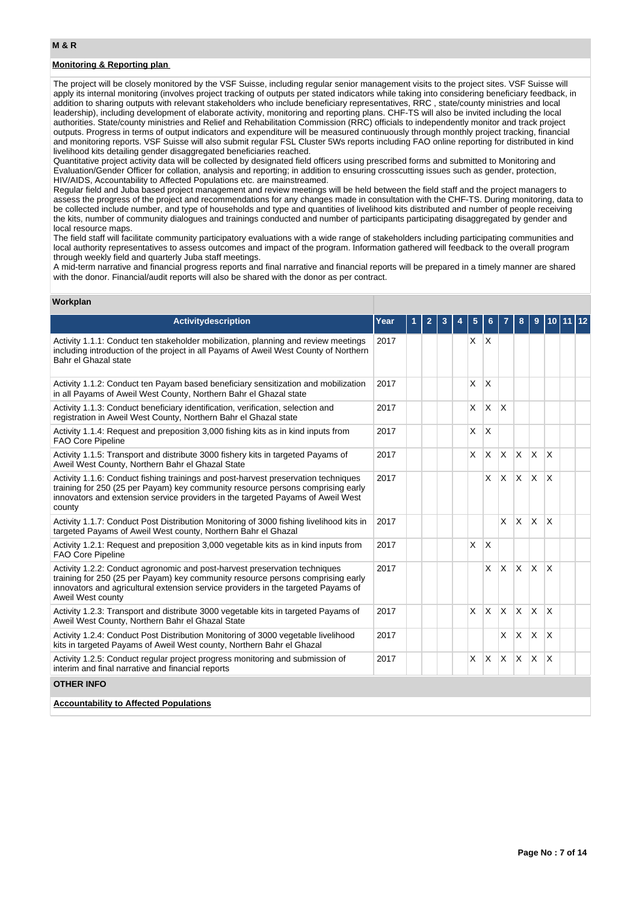## M & R

**Monitoring & Reporting plan**

The project will be closely monitored by the VSF Suisse, including regular senior management visits to the project sites. VSF Suisse will apply its internal monitoring (involves project tracking of outputs per stated indicators while taking into considering beneficiary feedback, in addition to sharing outputs with relevant stakeholders who include beneficiary representatives, RRC , state/county ministries and local leadership), including development of elaborate activity, monitoring and reporting plans. CHF-TS will also be invited including the local authorities. State/county ministries and Relief and Rehabilitation Commission (RRC) officials to independently monitor and track project outputs. Progress in terms of output indicators and expenditure will be measured continuously through monthly project tracking, financial and monitoring reports. VSF Suisse will also submit regular FSL Cluster 5Ws reports including FAO online reporting for distributed in kind livelihood kits detailing gender disaggregated beneficiaries reached.

Quantitative project activity data will be collected by designated field officers using prescribed forms and submitted to Monitoring and Evaluation/Gender Officer for collation, analysis and reporting; in addition to ensuring crosscutting issues such as gender, protection, HIV/AIDS, Accountability to Affected Populations etc. are mainstreamed.

Regular field and Juba based project management and review meetings will be held between the field staff and the project managers to assess the progress of the project and recommendations for any changes made in consultation with the CHF-TS. During monitoring, data to be collected include number, and type of households and type and quantities of livelihood kits distributed and number of people receiving the kits, number of community dialogues and trainings conducted and number of participants participating disaggregated by gender and local resource maps.

The field staff will facilitate community participatory evaluations with a wide range of stakeholders including participating communities and local authority representatives to assess outcomes and impact of the program. Information gathered will feedback to the overall program through weekly field and quarterly Juba staff meetings.

A mid-term narrative and financial progress reports and final narrative and financial reports will be prepared in a timely manner are shared with the donor. Financial/audit reports will also be shared with the donor as per contract.

### Workplan

| Activitydescription | Year | 1 | 2 | 3 | 4 | 5 | 6 | 7 | 8 | 9 | 10 | 11 | 12 |
|---|---|---|---|---|---|---|---|---|---|---|---|---|---|
| Activity 1.1.1: Conduct ten stakeholder mobilization, planning and review meetings including introduction of the project in all Payams of Aweil West County of Northern Bahr el Ghazal state | 2017 | | | | | X | X | | | | | | |
| Activity 1.1.2: Conduct ten Payam based beneficiary sensitization and mobilization in all Payams of Aweil West County, Northern Bahr el Ghazal state | 2017 | | | | | X | X | | | | | | |
| Activity 1.1.3: Conduct beneficiary identification, verification, selection and registration in Aweil West County, Northern Bahr el Ghazal state | 2017 | | | | | X | X | X | | | | | |
| Activity 1.1.4: Request and preposition 3,000 fishing kits as in kind inputs from FAO Core Pipeline | 2017 | | | | | X | X | | | | | | |
| Activity 1.1.5: Transport and distribute 3000 fishery kits in targeted Payams of Aweil West County, Northern Bahr el Ghazal State | 2017 | | | | | X | X | X | X | X | X | | |
| Activity 1.1.6: Conduct fishing trainings and post-harvest preservation techniques training for 250 (25 per Payam) key community resource persons comprising early innovators and extension service providers in the targeted Payams of Aweil West county | 2017 | | | | | | X | X | X | X | X | | |
| Activity 1.1.7: Conduct Post Distribution Monitoring of 3000 fishing livelihood kits in targeted Payams of Aweil West county, Northern Bahr el Ghazal | 2017 | | | | | | | X | X | X | X | | |
| Activity 1.2.1: Request and preposition 3,000 vegetable kits as in kind inputs from FAO Core Pipeline | 2017 | | | | | X | X | | | | | | |
| Activity 1.2.2: Conduct agronomic and post-harvest preservation techniques training for 250 (25 per Payam) key community resource persons comprising early innovators and agricultural extension service providers in the targeted Payams of Aweil West county | 2017 | | | | | | X | X | X | X | X | | |
| Activity 1.2.3: Transport and distribute 3000 vegetable kits in targeted Payams of Aweil West County, Northern Bahr el Ghazal State | 2017 | | | | | X | X | X | X | X | X | | |
| Activity 1.2.4: Conduct Post Distribution Monitoring of 3000 vegetable livelihood kits in targeted Payams of Aweil West county, Northern Bahr el Ghazal | 2017 | | | | | | | X | X | X | X | | |
| Activity 1.2.5: Conduct regular project progress monitoring and submission of interim and final narrative and financial reports | 2017 | | | | | X | X | X | X | X | X | | |

## OTHER INFO

**Accountability to Affected Populations**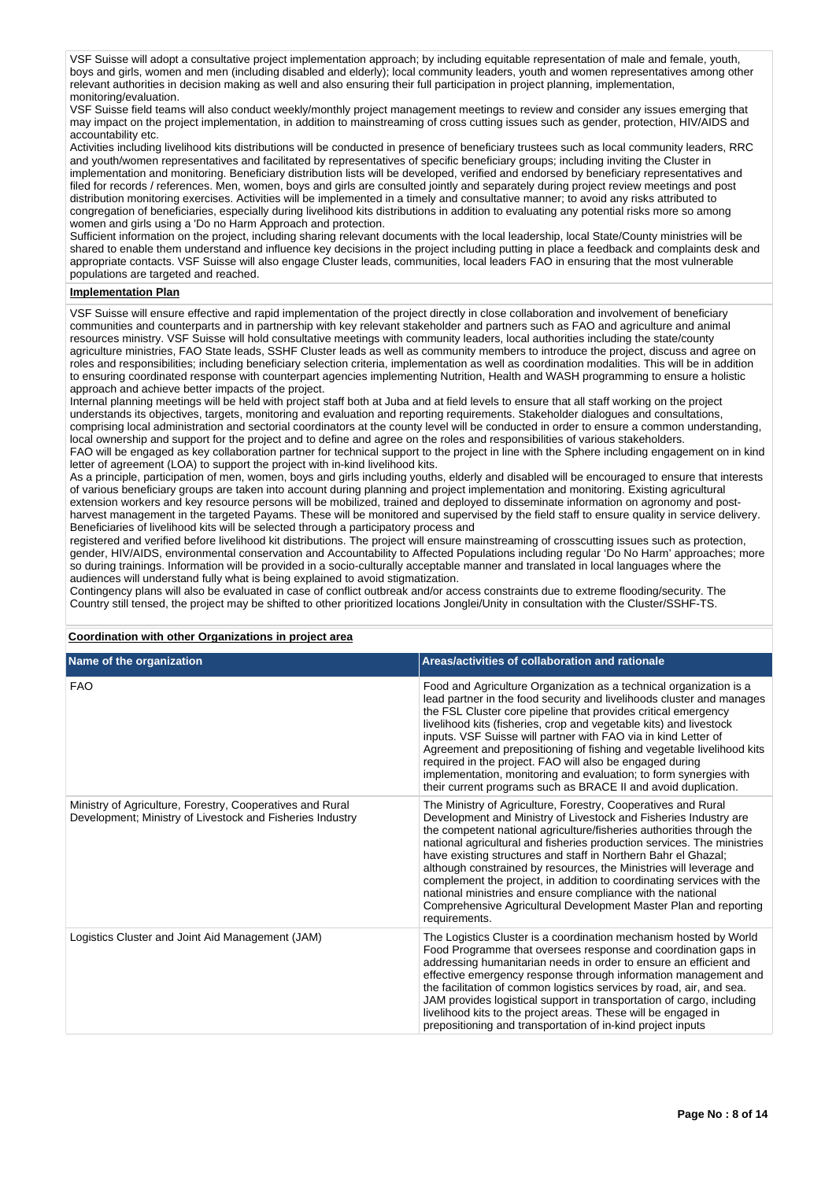VSF Suisse will adopt a consultative project implementation approach; by including equitable representation of male and female, youth, boys and girls, women and men (including disabled and elderly); local community leaders, youth and women representatives among other relevant authorities in decision making as well and also ensuring their full participation in project planning, implementation, monitoring/evaluation.

VSF Suisse field teams will also conduct weekly/monthly project management meetings to review and consider any issues emerging that may impact on the project implementation, in addition to mainstreaming of cross cutting issues such as gender, protection, HIV/AIDS and accountability etc.

Activities including livelihood kits distributions will be conducted in presence of beneficiary trustees such as local community leaders, RRC and youth/women representatives and facilitated by representatives of specific beneficiary groups; including inviting the Cluster in implementation and monitoring. Beneficiary distribution lists will be developed, verified and endorsed by beneficiary representatives and filed for records / references. Men, women, boys and girls are consulted jointly and separately during project review meetings and post distribution monitoring exercises. Activities will be implemented in a timely and consultative manner; to avoid any risks attributed to congregation of beneficiaries, especially during livelihood kits distributions in addition to evaluating any potential risks more so among women and girls using a 'Do no Harm Approach and protection.

Sufficient information on the project, including sharing relevant documents with the local leadership, local State/County ministries will be shared to enable them understand and influence key decisions in the project including putting in place a feedback and complaints desk and appropriate contacts. VSF Suisse will also engage Cluster leads, communities, local leaders FAO in ensuring that the most vulnerable populations are targeted and reached.

**Implementation Plan**

VSF Suisse will ensure effective and rapid implementation of the project directly in close collaboration and involvement of beneficiary communities and counterparts and in partnership with key relevant stakeholder and partners such as FAO and agriculture and animal resources ministry. VSF Suisse will hold consultative meetings with community leaders, local authorities including the state/county agriculture ministries, FAO State leads, SSHF Cluster leads as well as community members to introduce the project, discuss and agree on roles and responsibilities; including beneficiary selection criteria, implementation as well as coordination modalities. This will be in addition to ensuring coordinated response with counterpart agencies implementing Nutrition, Health and WASH programming to ensure a holistic approach and achieve better impacts of the project.

Internal planning meetings will be held with project staff both at Juba and at field levels to ensure that all staff working on the project understands its objectives, targets, monitoring and evaluation and reporting requirements. Stakeholder dialogues and consultations, comprising local administration and sectorial coordinators at the county level will be conducted in order to ensure a common understanding, local ownership and support for the project and to define and agree on the roles and responsibilities of various stakeholders.

FAO will be engaged as key collaboration partner for technical support to the project in line with the Sphere including engagement on in kind letter of agreement (LOA) to support the project with in-kind livelihood kits.

As a principle, participation of men, women, boys and girls including youths, elderly and disabled will be encouraged to ensure that interests of various beneficiary groups are taken into account during planning and project implementation and monitoring. Existing agricultural extension workers and key resource persons will be mobilized, trained and deployed to disseminate information on agronomy and post-harvest management in the targeted Payams. These will be monitored and supervised by the field staff to ensure quality in service delivery. Beneficiaries of livelihood kits will be selected through a participatory process and

registered and verified before livelihood kit distributions. The project will ensure mainstreaming of crosscutting issues such as protection, gender, HIV/AIDS, environmental conservation and Accountability to Affected Populations including regular 'Do No Harm' approaches; more so during trainings. Information will be provided in a socio-culturally acceptable manner and translated in local languages where the audiences will understand fully what is being explained to avoid stigmatization.

Contingency plans will also be evaluated in case of conflict outbreak and/or access constraints due to extreme flooding/security. The Country still tensed, the project may be shifted to other prioritized locations Jonglei/Unity in consultation with the Cluster/SSHF-TS.

**Coordination with other Organizations in project area**

| Name of the organization | Areas/activities of collaboration and rationale |
|---|---|
| FAO | Food and Agriculture Organization as a technical organization is a lead partner in the food security and livelihoods cluster and manages the FSL Cluster core pipeline that provides critical emergency livelihood kits (fisheries, crop and vegetable kits) and livestock inputs. VSF Suisse will partner with FAO via in kind Letter of Agreement and prepositioning of fishing and vegetable livelihood kits required in the project. FAO will also be engaged during implementation, monitoring and evaluation; to form synergies with their current programs such as BRACE II and avoid duplication. |
| Ministry of Agriculture, Forestry, Cooperatives and Rural Development; Ministry of Livestock and Fisheries Industry | The Ministry of Agriculture, Forestry, Cooperatives and Rural Development and Ministry of Livestock and Fisheries Industry are the competent national agriculture/fisheries authorities through the national agricultural and fisheries production services. The ministries have existing structures and staff in Northern Bahr el Ghazal; although constrained by resources, the Ministries will leverage and complement the project, in addition to coordinating services with the national ministries and ensure compliance with the national Comprehensive Agricultural Development Master Plan and reporting requirements. |
| Logistics Cluster and Joint Aid Management (JAM) | The Logistics Cluster is a coordination mechanism hosted by World Food Programme that oversees response and coordination gaps in addressing humanitarian needs in order to ensure an efficient and effective emergency response through information management and the facilitation of common logistics services by road, air, and sea. JAM provides logistical support in transportation of cargo, including livelihood kits to the project areas. These will be engaged in prepositioning and transportation of in-kind project inputs |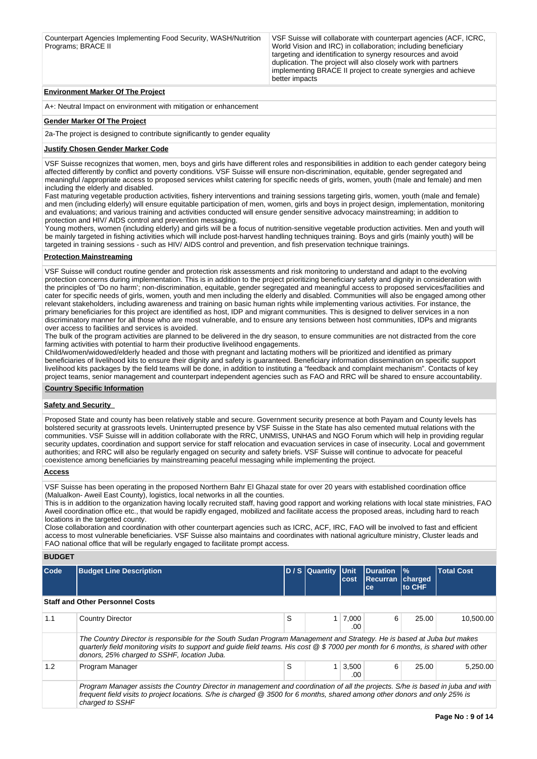| Counterpart Agencies Implementing Food Security, WASH/Nutrition Programs; BRACE II | VSF Suisse will collaborate with counterpart agencies (ACF, ICRC, World Vision and IRC) in collaboration; including beneficiary targeting and identification to synergy resources and avoid duplication. The project will also closely work with partners implementing BRACE II project to create synergies and achieve better impacts |
|---|---|

**Environment Marker Of The Project**

A+: Neutral Impact on environment with mitigation or enhancement

**Gender Marker Of The Project**

2a-The project is designed to contribute significantly to gender equality

**Justify Chosen Gender Marker Code**

VSF Suisse recognizes that women, men, boys and girls have different roles and responsibilities in addition to each gender category being affected differently by conflict and poverty conditions. VSF Suisse will ensure non-discrimination, equitable, gender segregated and meaningful /appropriate access to proposed services whilst catering for specific needs of girls, women, youth (male and female) and men including the elderly and disabled.
Fast maturing vegetable production activities, fishery interventions and training sessions targeting girls, women, youth (male and female) and men (including elderly) will ensure equitable participation of men, women, girls and boys in project design, implementation, monitoring and evaluations; and various training and activities conducted will ensure gender sensitive advocacy mainstreaming; in addition to protection and HIV/ AIDS control and prevention messaging.
Young mothers, women (including elderly) and girls will be a focus of nutrition-sensitive vegetable production activities. Men and youth will be mainly targeted in fishing activities which will include post-harvest handling techniques training. Boys and girls (mainly youth) will be targeted in training sessions - such as HIV/ AIDS control and prevention, and fish preservation technique trainings.

**Protection Mainstreaming**

VSF Suisse will conduct routine gender and protection risk assessments and risk monitoring to understand and adapt to the evolving protection concerns during implementation. This is in addition to the project prioritizing beneficiary safety and dignity in consideration with the principles of 'Do no harm'; non-discrimination, equitable, gender segregated and meaningful access to proposed services/facilities and cater for specific needs of girls, women, youth and men including the elderly and disabled. Communities will also be engaged among other relevant stakeholders, including awareness and training on basic human rights while implementing various activities. For instance, the primary beneficiaries for this project are identified as host, IDP and migrant communities. This is designed to deliver services in a non discriminatory manner for all those who are most vulnerable, and to ensure any tensions between host communities, IDPs and migrants over access to facilities and services is avoided.
The bulk of the program activities are planned to be delivered in the dry season, to ensure communities are not distracted from the core farming activities with potential to harm their productive livelihood engagements.
Child/women/widowed/elderly headed and those with pregnant and lactating mothers will be prioritized and identified as primary beneficiaries of livelihood kits to ensure their dignity and safety is guaranteed. Beneficiary information dissemination on specific support livelihood kits packages by the field teams will be done, in addition to instituting a "feedback and complaint mechanism". Contacts of key project teams, senior management and counterpart independent agencies such as FAO and RRC will be shared to ensure accountability.

**Country Specific Information**

**Safety and Security**

Proposed State and county has been relatively stable and secure. Government security presence at both Payam and County levels has bolstered security at grassroots levels. Uninterrupted presence by VSF Suisse in the State has also cemented mutual relations with the communities. VSF Suisse will in addition collaborate with the RRC, UNMISS, UNHAS and NGO Forum which will help in providing regular security updates, coordination and support service for staff relocation and evacuation services in case of insecurity. Local and government authorities; and RRC will also be regularly engaged on security and safety briefs. VSF Suisse will continue to advocate for peaceful coexistence among beneficiaries by mainstreaming peaceful messaging while implementing the project.

**Access**

VSF Suisse has been operating in the proposed Northern Bahr El Ghazal state for over 20 years with established coordination office (Malualkon- Aweil East County), logistics, local networks in all the counties.
This is in addition to the organization having locally recruited staff, having good rapport and working relations with local state ministries, FAO Aweil coordination office etc., that would be rapidly engaged, mobilized and facilitate access the proposed areas, including hard to reach locations in the targeted county.
Close collaboration and coordination with other counterpart agencies such as ICRC, ACF, IRC, FAO will be involved to fast and efficient access to most vulnerable beneficiaries. VSF Suisse also maintains and coordinates with national agriculture ministry, Cluster leads and FAO national office that will be regularly engaged to facilitate prompt access.

**BUDGET**

| Code | Budget Line Description | D / S | Quantity | Unit cost | Duration Recurrance | % charged to CHF | Total Cost |
|---|---|---|---|---|---|---|---|
| **Staff and Other Personnel Costs** | | | | | | | |
| 1.1 | Country Director | S | 1 | 7,000.00 | 6 | 25.00 | 10,500.00 |
| | *The Country Director is responsible for the South Sudan Program Management and Strategy. He is based at Juba but makes quarterly field monitoring visits to support and guide field teams. His cost @ $ 7000 per month for 6 months, is shared with other donors, 25% charged to SSHF, location Juba.* | | | | | | |
| 1.2 | Program Manager | S | 1 | 3,500.00 | 6 | 25.00 | 5,250.00 |
| | *Program Manager assists the Country Director in management and coordination of all the projects. S/he is based in juba and with frequent field visits to project locations. S/he is charged @ 3500 for 6 months, shared among other donors and only 25% is charged to SSHF* | | | | | | |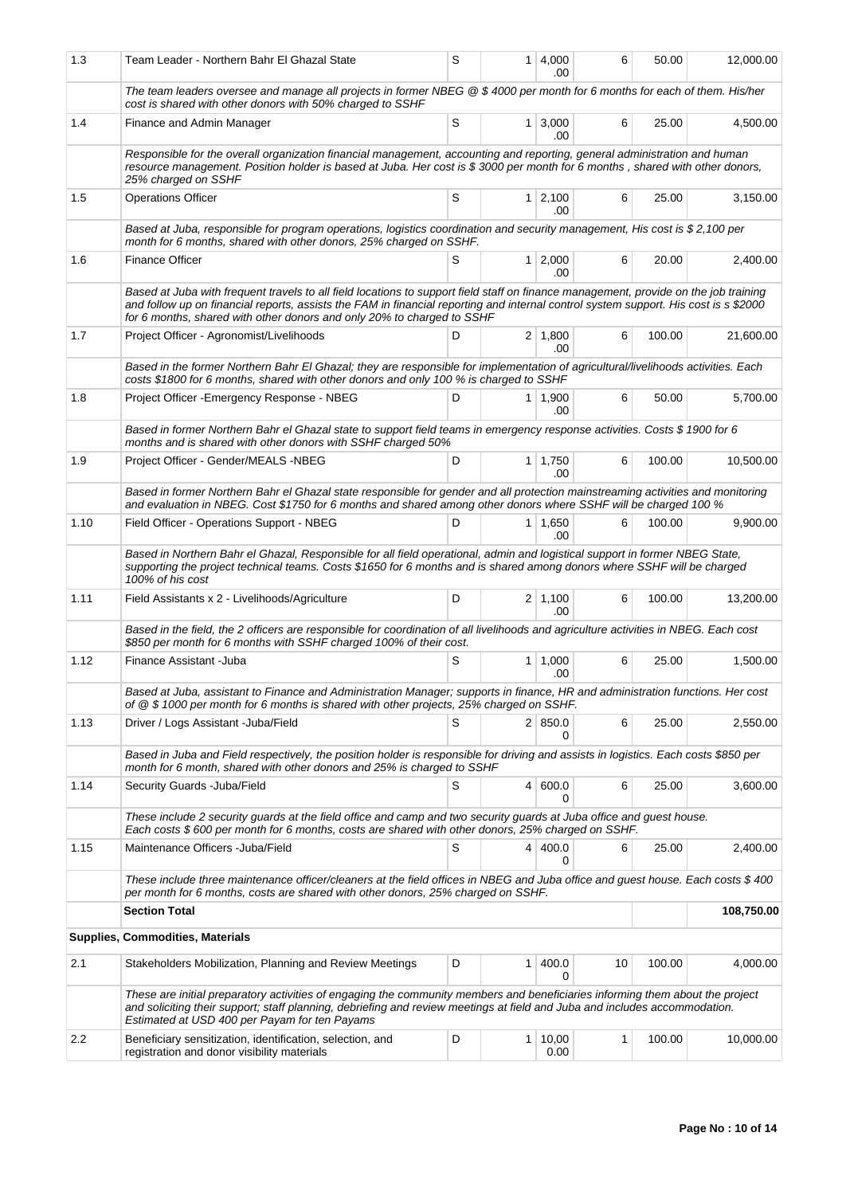| 1.3 | Team Leader - Northern Bahr El Ghazal State | S | 1 | 4,000.00 | 6 | 50.00 | 12,000.00 |
|---|---|---|---|---|---|---|---|
| | *The team leaders oversee and manage all projects in former NBEG @ $ 4000 per month for 6 months for each of them. His/her cost is shared with other donors with 50% charged to SSHF* | | | | | | |
| 1.4 | Finance and Admin Manager | S | 1 | 3,000.00 | 6 | 25.00 | 4,500.00 |
| | *Responsible for the overall organization financial management, accounting and reporting, general administration and human resource management. Position holder is based at Juba. Her cost is $ 3000 per month for 6 months , shared with other donors, 25% charged on SSHF* | | | | | | |
| 1.5 | Operations Officer | S | 1 | 2,100.00 | 6 | 25.00 | 3,150.00 |
| | *Based at Juba, responsible for program operations, logistics coordination and security management, His cost is $ 2,100 per month for 6 months, shared with other donors, 25% charged on SSHF.* | | | | | | |
| 1.6 | Finance Officer | S | 1 | 2,000.00 | 6 | 20.00 | 2,400.00 |
| | *Based at Juba with frequent travels to all field locations to support field staff on finance management, provide on the job training and follow up on financial reports, assists the FAM in financial reporting and internal control system support. His cost is s $2000 for 6 months, shared with other donors and only 20% to charged to SSHF* | | | | | | |
| 1.7 | Project Officer - Agronomist/Livelihoods | D | 2 | 1,800.00 | 6 | 100.00 | 21,600.00 |
| | *Based in the former Northern Bahr El Ghazal; they are responsible for implementation of agricultural/livelihoods activities. Each costs $1800 for 6 months, shared with other donors and only 100 % is charged to SSHF* | | | | | | |
| 1.8 | Project Officer -Emergency Response - NBEG | D | 1 | 1,900.00 | 6 | 50.00 | 5,700.00 |
| | *Based in former Northern Bahr el Ghazal state to support field teams in emergency response activities. Costs $ 1900 for 6 months and is shared with other donors with SSHF charged 50%* | | | | | | |
| 1.9 | Project Officer - Gender/MEALS -NBEG | D | 1 | 1,750.00 | 6 | 100.00 | 10,500.00 |
| | *Based in former Northern Bahr el Ghazal state responsible for gender and all protection mainstreaming activities and monitoring and evaluation in NBEG. Cost $1750 for 6 months and shared among other donors where SSHF will be charged 100 %* | | | | | | |
| 1.10 | Field Officer - Operations Support - NBEG | D | 1 | 1,650.00 | 6 | 100.00 | 9,900.00 |
| | *Based in Northern Bahr el Ghazal, Responsible for all field operational, admin and logistical support in former NBEG State, supporting the project technical teams. Costs $1650 for 6 months and is shared among donors where SSHF will be charged 100% of his cost* | | | | | | |
| 1.11 | Field Assistants x 2 - Livelihoods/Agriculture | D | 2 | 1,100.00 | 6 | 100.00 | 13,200.00 |
| | *Based in the field, the 2 officers are responsible for coordination of all livelihoods and agriculture activities in NBEG. Each cost $850 per month for 6 months with SSHF charged 100% of their cost.* | | | | | | |
| 1.12 | Finance Assistant -Juba | S | 1 | 1,000.00 | 6 | 25.00 | 1,500.00 |
| | *Based at Juba, assistant to Finance and Administration Manager; supports in finance, HR and administration functions. Her cost of @ $ 1000 per month for 6 months is shared with other projects, 25% charged on SSHF.* | | | | | | |
| 1.13 | Driver / Logs Assistant -Juba/Field | S | 2 | 850.00 | 6 | 25.00 | 2,550.00 |
| | *Based in Juba and Field respectively, the position holder is responsible for driving and assists in logistics. Each costs $850 per month for 6 month, shared with other donors and 25% is charged to SSHF* | | | | | | |
| 1.14 | Security Guards -Juba/Field | S | 4 | 600.00 | 6 | 25.00 | 3,600.00 |
| | *These include 2 security guards at the field office and camp and two security guards at Juba office and guest house. Each costs $ 600 per month for 6 months, costs are shared with other donors, 25% charged on SSHF.* | | | | | | |
| 1.15 | Maintenance Officers -Juba/Field | S | 4 | 400.00 | 6 | 25.00 | 2,400.00 |
| | *These include three maintenance officer/cleaners at the field offices in NBEG and Juba office and guest house. Each costs $ 400 per month for 6 months, costs are shared with other donors, 25% charged on SSHF.* | | | | | | |
| | **Section Total** | | | | | | **108,750.00** |
| **Supplies, Commodities, Materials** | | | | | | | |
| 2.1 | Stakeholders Mobilization, Planning and Review Meetings | D | 1 | 400.00 | 10 | 100.00 | 4,000.00 |
| | *These are initial preparatory activities of engaging the community members and beneficiaries informing them about the project and soliciting their support; staff planning, debriefing and review meetings at field and Juba and includes accommodation. Estimated at USD 400 per Payam for ten Payams* | | | | | | |
| 2.2 | Beneficiary sensitization, identification, selection, and registration and donor visibility materials | D | 1 | 10,000.00 | 1 | 100.00 | 10,000.00 |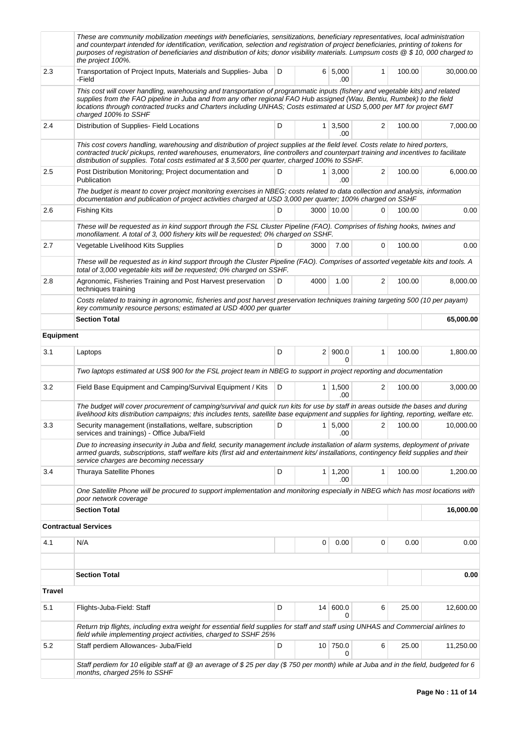| | | | | | | | |
|---|---|---|---|---|---|---|---|
| | *These are community mobilization meetings with beneficiaries, sensitizations, beneficiary representatives, local administration and counterpart intended for identification, verification, selection and registration of project beneficiaries, printing of tokens for purposes of registration of beneficiaries and distribution of kits; donor visibility materials. Lumpsum costs @ $ 10, 000 charged to the project 100%.* | | | | | | |
| 2.3 | Transportation of Project Inputs, Materials and Supplies- Juba -Field | D | 6 | 5,000.00 | 1 | 100.00 | 30,000.00 |
| | *This cost will cover handling, warehousing and transportation of programmatic inputs (fishery and vegetable kits) and related supplies from the FAO pipeline in Juba and from any other regional FAO Hub assigned (Wau, Bentiu, Rumbek) to the field locations through contracted trucks and Charters including UNHAS; Costs estimated at USD 5,000 per MT for project 6MT charged 100% to SSHF* | | | | | | |
| 2.4 | Distribution of Supplies- Field Locations | D | 1 | 3,500.00 | 2 | 100.00 | 7,000.00 |
| | *This cost covers handling, warehousing and distribution of project supplies at the field level. Costs relate to hired porters, contracted truck/ pickups, rented warehouses, enumerators, line controllers and counterpart training and incentives to facilitate distribution of supplies. Total costs estimated at $ 3,500 per quarter, charged 100% to SSHF.* | | | | | | |
| 2.5 | Post Distribution Monitoring; Project documentation and Publication | D | 1 | 3,000.00 | 2 | 100.00 | 6,000.00 |
| | *The budget is meant to cover project monitoring exercises in NBEG; costs related to data collection and analysis, information documentation and publication of project activities charged at USD 3,000 per quarter; 100% charged on SSHF* | | | | | | |
| 2.6 | Fishing Kits | D | 3000 | 10.00 | 0 | 100.00 | 0.00 |
| | *These will be requested as in kind support through the FSL Cluster Pipeline (FAO). Comprises of fishing hooks, twines and monofilament. A total of 3, 000 fishery kits will be requested; 0% charged on SSHF.* | | | | | | |
| 2.7 | Vegetable Livelihood Kits Supplies | D | 3000 | 7.00 | 0 | 100.00 | 0.00 |
| | *These will be requested as in kind support through the Cluster Pipeline (FAO). Comprises of assorted vegetable kits and tools. A total of 3,000 vegetable kits will be requested; 0% charged on SSHF.* | | | | | | |
| 2.8 | Agronomic, Fisheries Training and Post Harvest preservation techniques training | D | 4000 | 1.00 | 2 | 100.00 | 8,000.00 |
| | *Costs related to training in agronomic, fisheries and post harvest preservation techniques training targeting 500 (10 per payam) key community resource persons; estimated at USD 4000 per quarter* | | | | | | |
| | **Section Total** | | | | | | **65,000.00** |
| **Equipment** | | | | | | | |
| 3.1 | Laptops | D | 2 | 900.00 | 1 | 100.00 | 1,800.00 |
| | *Two laptops estimated at US$ 900 for the FSL project team in NBEG to support in project reporting and documentation* | | | | | | |
| 3.2 | Field Base Equipment and Camping/Survival Equipment / Kits | D | 1 | 1,500.00 | 2 | 100.00 | 3,000.00 |
| | *The budget will cover procurement of camping/survival and quick run kits for use by staff in areas outside the bases and during livelihood kits distribution campaigns; this includes tents, satellite base equipment and supplies for lighting, reporting, welfare etc.* | | | | | | |
| 3.3 | Security management (installations, welfare, subscription services and trainings) - Office Juba/Field | D | 1 | 5,000.00 | 2 | 100.00 | 10,000.00 |
| | *Due to increasing insecurity in Juba and field, security management include installation of alarm systems, deployment of private armed guards, subscriptions, staff welfare kits (first aid and entertainment kits/ installations, contingency field supplies and their service charges are becoming necessary* | | | | | | |
| 3.4 | Thuraya Satellite Phones | D | 1 | 1,200.00 | 1 | 100.00 | 1,200.00 |
| | *One Satellite Phone will be procured to support implementation and monitoring especially in NBEG which has most locations with poor network coverage* | | | | | | |
| | **Section Total** | | | | | | **16,000.00** |
| **Contractual Services** | | | | | | | |
| 4.1 | N/A | | 0 | 0.00 | 0 | 0.00 | 0.00 |
| | | | | | | | |
| | **Section Total** | | | | | | **0.00** |
| **Travel** | | | | | | | |
| 5.1 | Flights-Juba-Field: Staff | D | 14 | 600.00 | 6 | 25.00 | 12,600.00 |
| | *Return trip flights, including extra weight for essential field supplies for staff and staff using UNHAS and Commercial airlines to field while implementing project activities, charged to SSHF 25%* | | | | | | |
| 5.2 | Staff perdiem Allowances- Juba/Field | D | 10 | 750.00 | 6 | 25.00 | 11,250.00 |
| | *Staff perdiem for 10 eligible staff at @ an average of $ 25 per day ($ 750 per month) while at Juba and in the field, budgeted for 6 months, charged 25% to SSHF* | | | | | | |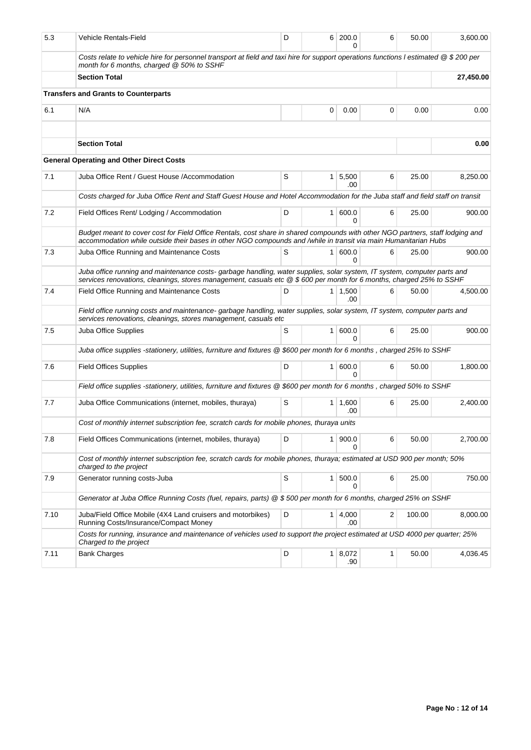| 5.3 | Vehicle Rentals-Field | D | 6 | 200.00 | 6 | 50.00 | 3,600.00 |
|---|---|---|---|---|---|---|---|
| | *Costs relate to vehicle hire for personnel transport at field and taxi hire for support operations functions l estimated @ $ 200 per month for 6 months, charged @ 50% to SSHF* | | | | | | |
| | **Section Total** | | | | | | **27,450.00** |
| | **Transfers and Grants to Counterparts** | | | | | | |
| 6.1 | N/A | | 0 | 0.00 | 0 | 0.00 | 0.00 |
| | | | | | | | |
| | **Section Total** | | | | | | **0.00** |
| | **General Operating and Other Direct Costs** | | | | | | |
| 7.1 | Juba Office Rent / Guest House /Accommodation | S | 1 | 5,500.00 | 6 | 25.00 | 8,250.00 |
| | *Costs charged for Juba Office Rent and Staff Guest House and Hotel Accommodation for the Juba staff and field staff on transit* | | | | | | |
| 7.2 | Field Offices Rent/ Lodging / Accommodation | D | 1 | 600.00 | 6 | 25.00 | 900.00 |
| | *Budget meant to cover cost for Field Office Rentals, cost share in shared compounds with other NGO partners, staff lodging and accommodation while outside their bases in other NGO compounds and /while in transit via main Humanitarian Hubs* | | | | | | |
| 7.3 | Juba Office Running and Maintenance Costs | S | 1 | 600.00 | 6 | 25.00 | 900.00 |
| | *Juba office running and maintenance costs- garbage handling, water supplies, solar system, IT system, computer parts and services renovations, cleanings, stores management, casuals etc @ $ 600 per month for 6 months, charged 25% to SSHF* | | | | | | |
| 7.4 | Field Office Running and Maintenance Costs | D | 1 | 1,500.00 | 6 | 50.00 | 4,500.00 |
| | *Field office running costs and maintenance- garbage handling, water supplies, solar system, IT system, computer parts and services renovations, cleanings, stores management, casuals etc* | | | | | | |
| 7.5 | Juba Office Supplies | S | 1 | 600.00 | 6 | 25.00 | 900.00 |
| | *Juba office supplies -stationery, utilities, furniture and fixtures @ $600 per month for 6 months , charged 25% to SSHF* | | | | | | |
| 7.6 | Field Offices Supplies | D | 1 | 600.00 | 6 | 50.00 | 1,800.00 |
| | *Field office supplies -stationery, utilities, furniture and fixtures @ $600 per month for 6 months , charged 50% to SSHF* | | | | | | |
| 7.7 | Juba Office Communications (internet, mobiles, thuraya) | S | 1 | 1,600.00 | 6 | 25.00 | 2,400.00 |
| | *Cost of monthly internet subscription fee, scratch cards for mobile phones, thuraya units* | | | | | | |
| 7.8 | Field Offices Communications (internet, mobiles, thuraya) | D | 1 | 900.00 | 6 | 50.00 | 2,700.00 |
| | *Cost of monthly internet subscription fee, scratch cards for mobile phones, thuraya; estimated at USD 900 per month; 50% charged to the project* | | | | | | |
| 7.9 | Generator running costs-Juba | S | 1 | 500.00 | 6 | 25.00 | 750.00 |
| | *Generator at Juba Office Running Costs (fuel, repairs, parts) @ $ 500 per month for 6 months, charged 25% on SSHF* | | | | | | |
| 7.10 | Juba/Field Office Mobile (4X4 Land cruisers and motorbikes) Running Costs/Insurance/Compact Money | D | 1 | 4,000.00 | 2 | 100.00 | 8,000.00 |
| | *Costs for running, insurance and maintenance of vehicles used to support the project estimated at USD 4000 per quarter; 25% Charged to the project* | | | | | | |
| 7.11 | Bank Charges | D | 1 | 8,072.90 | 1 | 50.00 | 4,036.45 |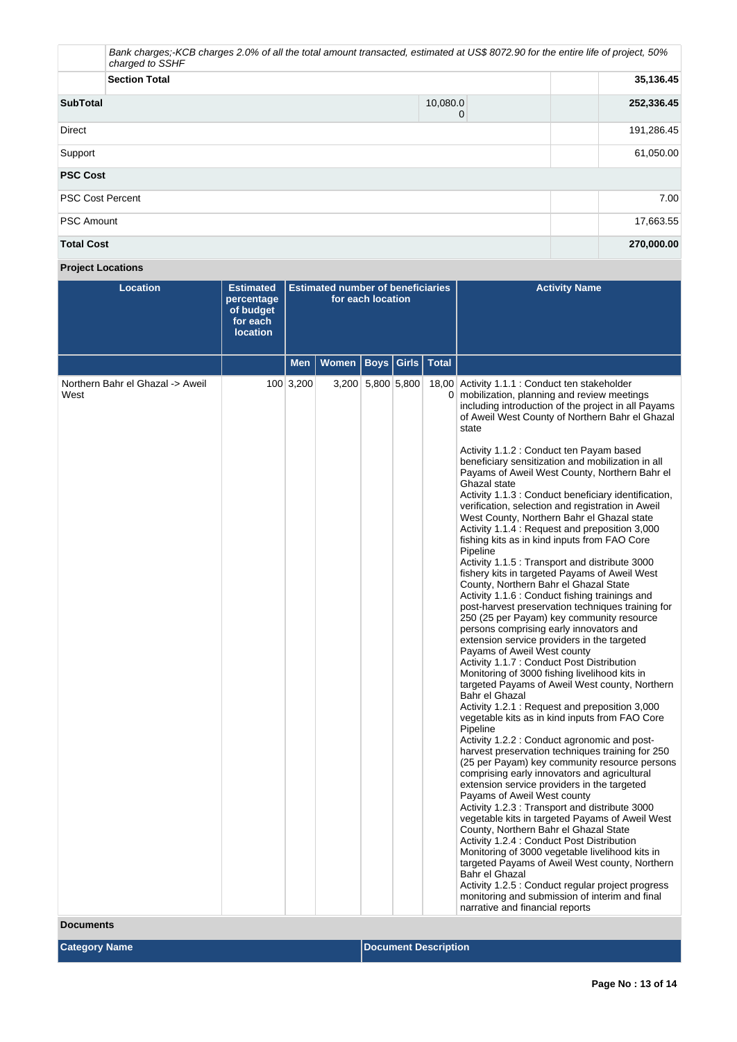| | | | | |
|---|---|---|---|---|
| | *Bank charges;-KCB charges 2.0% of all the total amount transacted, estimated at US$ 8072.90 for the entire life of project, 50% charged to SSHF* | | | |
| | **Section Total** | | | **35,136.45** |
| **SubTotal** | | 10,080.00 | | **252,336.45** |
| Direct | | | | 191,286.45 |
| Support | | | | 61,050.00 |
| **PSC Cost** | | | | |
| PSC Cost Percent | | | | 7.00 |
| PSC Amount | | | | 17,663.55 |
| **Total Cost** | | | | **270,000.00** |

**Project Locations**

| Location | Estimated percentage of budget for each location | Estimated number of beneficiaries for each location | | | | | Activity Name |
|---|---|---|---|---|---|---|---|
| | | Men | Women | Boys | Girls | Total | |
| Northern Bahr el Ghazal -> Aweil West | 100 | 3,200 | 3,200 | 5,800 | 5,800 | 18,000 | Activity 1.1.1 : Conduct ten stakeholder mobilization, planning and review meetings including introduction of the project in all Payams of Aweil West County of Northern Bahr el Ghazal state<br><br>Activity 1.1.2 : Conduct ten Payam based beneficiary sensitization and mobilization in all Payams of Aweil West County, Northern Bahr el Ghazal state<br>Activity 1.1.3 : Conduct beneficiary identification, verification, selection and registration in Aweil West County, Northern Bahr el Ghazal state<br>Activity 1.1.4 : Request and preposition 3,000 fishing kits as in kind inputs from FAO Core Pipeline<br>Activity 1.1.5 : Transport and distribute 3000 fishery kits in targeted Payams of Aweil West County, Northern Bahr el Ghazal State<br>Activity 1.1.6 : Conduct fishing trainings and post-harvest preservation techniques training for 250 (25 per Payam) key community resource persons comprising early innovators and extension service providers in the targeted Payams of Aweil West county<br>Activity 1.1.7 : Conduct Post Distribution Monitoring of 3000 fishing livelihood kits in targeted Payams of Aweil West county, Northern Bahr el Ghazal<br>Activity 1.2.1 : Request and preposition 3,000 vegetable kits as in kind inputs from FAO Core Pipeline<br>Activity 1.2.2 : Conduct agronomic and post-harvest preservation techniques training for 250 (25 per Payam) key community resource persons comprising early innovators and agricultural extension service providers in the targeted Payams of Aweil West county<br>Activity 1.2.3 : Transport and distribute 3000 vegetable kits in targeted Payams of Aweil West County, Northern Bahr el Ghazal State<br>Activity 1.2.4 : Conduct Post Distribution Monitoring of 3000 vegetable livelihood kits in targeted Payams of Aweil West county, Northern Bahr el Ghazal<br>Activity 1.2.5 : Conduct regular project progress monitoring and submission of interim and final narrative and financial reports |

**Documents**

| Category Name | Document Description |
|---|---|